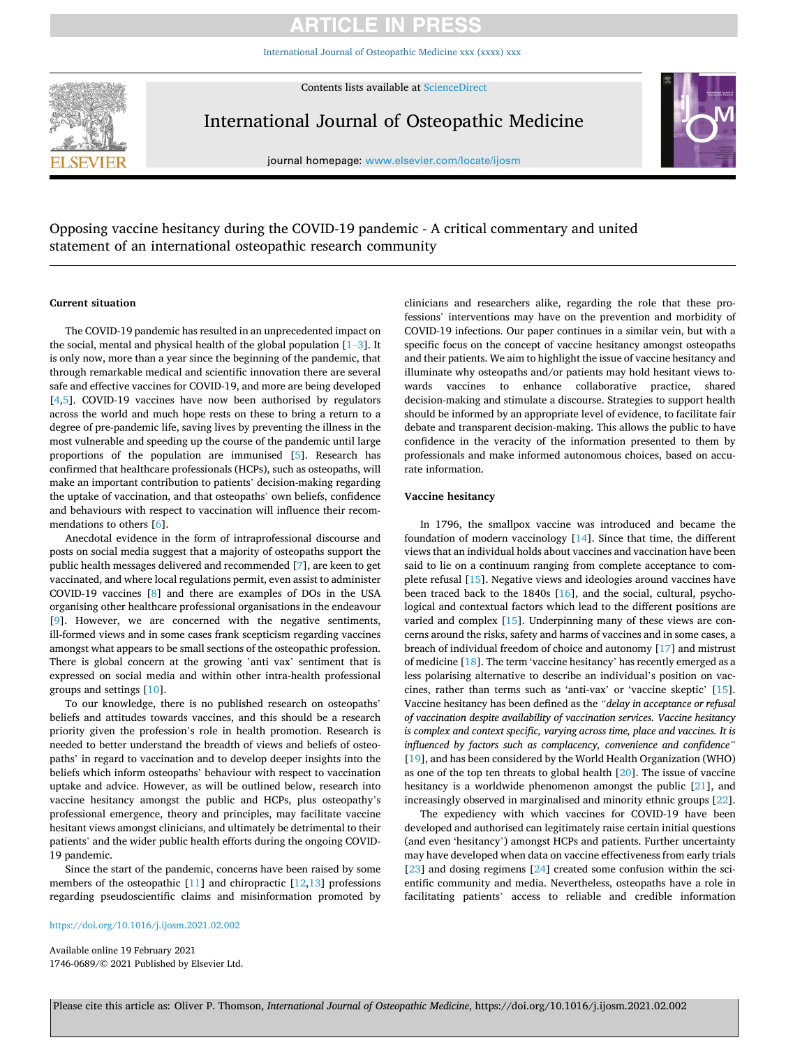# Opposing vaccine hesitancy during the COVID-19 pandemic - A critical commentary and united statement of an international osteopathic research community

## Current situation

The COVID-19 pandemic has resulted in an unprecedented impact on the social, mental and physical health of the global population [1–3]. It is only now, more than a year since the beginning of the pandemic, that through remarkable medical and scientific innovation there are several safe and effective vaccines for COVID-19, and more are being developed [4,5]. COVID-19 vaccines have now been authorised by regulators across the world and much hope rests on these to bring a return to a degree of pre-pandemic life, saving lives by preventing the illness in the most vulnerable and speeding up the course of the pandemic until large proportions of the population are immunised [5]. Research has confirmed that healthcare professionals (HCPs), such as osteopaths, will make an important contribution to patients' decision-making regarding the uptake of vaccination, and that osteopaths' own beliefs, confidence and behaviours with respect to vaccination will influence their recommendations to others [6].

Anecdotal evidence in the form of intraprofessional discourse and posts on social media suggest that a majority of osteopaths support the public health messages delivered and recommended [7], are keen to get vaccinated, and where local regulations permit, even assist to administer COVID-19 vaccines [8] and there are examples of DOs in the USA organising other healthcare professional organisations in the endeavour [9]. However, we are concerned with the negative sentiments, ill-formed views and in some cases frank scepticism regarding vaccines amongst what appears to be small sections of the osteopathic profession. There is global concern at the growing 'anti vax' sentiment that is expressed on social media and within other intra-health professional groups and settings [10].

To our knowledge, there is no published research on osteopaths' beliefs and attitudes towards vaccines, and this should be a research priority given the profession's role in health promotion. Research is needed to better understand the breadth of views and beliefs of osteopaths' in regard to vaccination and to develop deeper insights into the beliefs which inform osteopaths' behaviour with respect to vaccination uptake and advice. However, as will be outlined below, research into vaccine hesitancy amongst the public and HCPs, plus osteopathy's professional emergence, theory and principles, may facilitate vaccine hesitant views amongst clinicians, and ultimately be detrimental to their patients' and the wider public health efforts during the ongoing COVID-19 pandemic.

Since the start of the pandemic, concerns have been raised by some members of the osteopathic [11] and chiropractic [12,13] professions regarding pseudoscientific claims and misinformation promoted by clinicians and researchers alike, regarding the role that these professions' interventions may have on the prevention and morbidity of COVID-19 infections. Our paper continues in a similar vein, but with a specific focus on the concept of vaccine hesitancy amongst osteopaths and their patients. We aim to highlight the issue of vaccine hesitancy and illuminate why osteopaths and/or patients may hold hesitant views towards vaccines to enhance collaborative practice, shared decision-making and stimulate a discourse. Strategies to support health should be informed by an appropriate level of evidence, to facilitate fair debate and transparent decision-making. This allows the public to have confidence in the veracity of the information presented to them by professionals and make informed autonomous choices, based on accurate information.

## Vaccine hesitancy

In 1796, the smallpox vaccine was introduced and became the foundation of modern vaccinology [14]. Since that time, the different views that an individual holds about vaccines and vaccination have been said to lie on a continuum ranging from complete acceptance to complete refusal [15]. Negative views and ideologies around vaccines have been traced back to the 1840s [16], and the social, cultural, psychological and contextual factors which lead to the different positions are varied and complex [15]. Underpinning many of these views are concerns around the risks, safety and harms of vaccines and in some cases, a breach of individual freedom of choice and autonomy [17] and mistrust of medicine [18]. The term 'vaccine hesitancy' has recently emerged as a less polarising alternative to describe an individual's position on vaccines, rather than terms such as 'anti-vax' or 'vaccine skeptic' [15]. Vaccine hesitancy has been defined as the *"delay in acceptance or refusal of vaccination despite availability of vaccination services. Vaccine hesitancy is complex and context specific, varying across time, place and vaccines. It is influenced by factors such as complacency, convenience and confidence"* [19], and has been considered by the World Health Organization (WHO) as one of the top ten threats to global health [20]. The issue of vaccine hesitancy is a worldwide phenomenon amongst the public [21], and increasingly observed in marginalised and minority ethnic groups [22].

The expediency with which vaccines for COVID-19 have been developed and authorised can legitimately raise certain initial questions (and even 'hesitancy') amongst HCPs and patients. Further uncertainty may have developed when data on vaccine effectiveness from early trials [23] and dosing regimens [24] created some confusion within the scientific community and media. Nevertheless, osteopaths have a role in facilitating patients' access to reliable and credible information

https://doi.org/10.1016/j.ijosm.2021.02.002

Available online 19 February 2021
1746-0689/© 2021 Published by Elsevier Ltd.

Please cite this article as: Oliver P. Thomson, *International Journal of Osteopathic Medicine*, https://doi.org/10.1016/j.ijosm.2021.02.002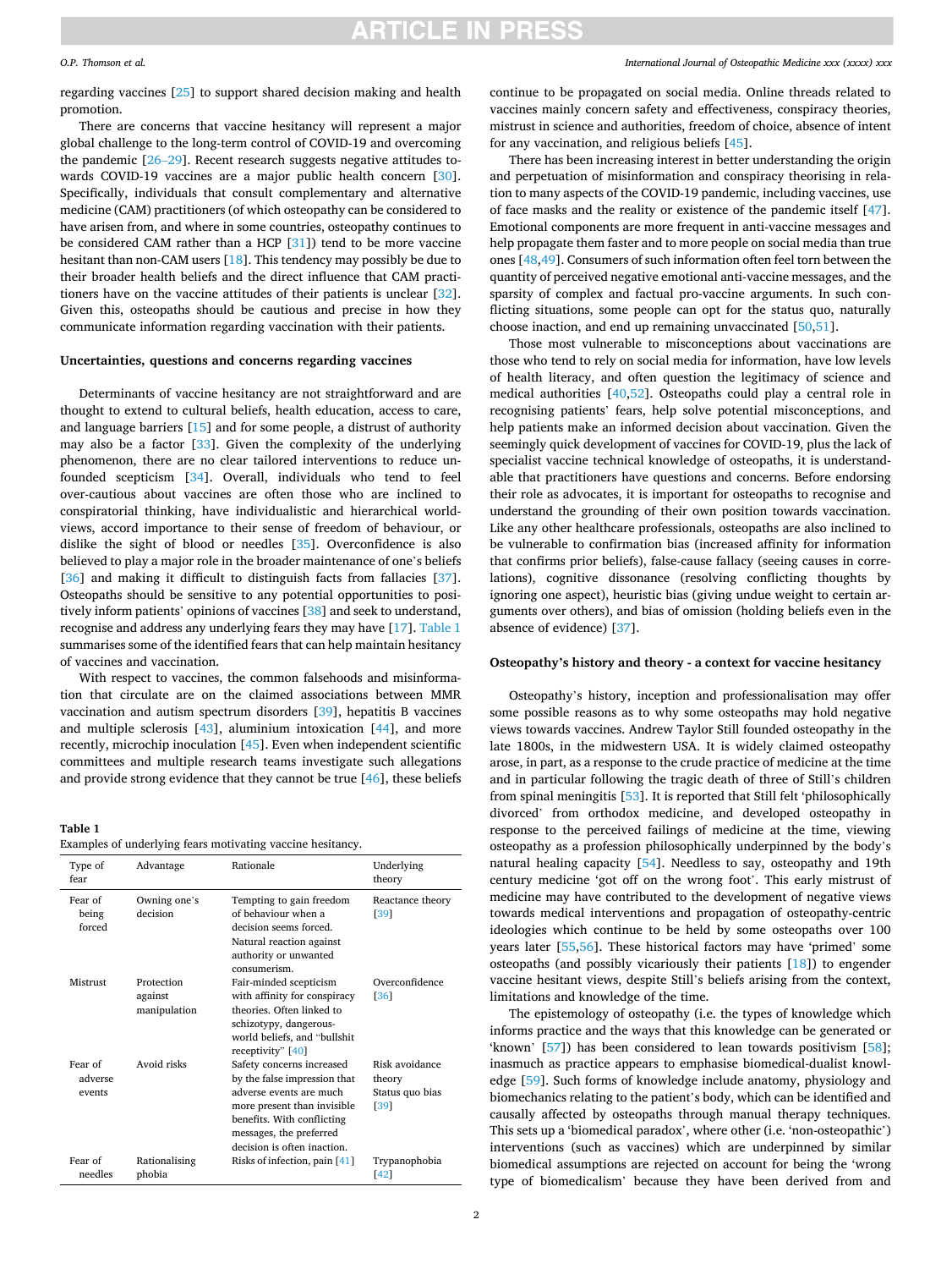regarding vaccines [25] to support shared decision making and health promotion.

There are concerns that vaccine hesitancy will represent a major global challenge to the long-term control of COVID-19 and overcoming the pandemic [26–29]. Recent research suggests negative attitudes towards COVID-19 vaccines are a major public health concern [30]. Specifically, individuals that consult complementary and alternative medicine (CAM) practitioners (of which osteopathy can be considered to have arisen from, and where in some countries, osteopathy continues to be considered CAM rather than a HCP [31]) tend to be more vaccine hesitant than non-CAM users [18]. This tendency may possibly be due to their broader health beliefs and the direct influence that CAM practitioners have on the vaccine attitudes of their patients is unclear [32]. Given this, osteopaths should be cautious and precise in how they communicate information regarding vaccination with their patients.

### Uncertainties, questions and concerns regarding vaccines

Determinants of vaccine hesitancy are not straightforward and are thought to extend to cultural beliefs, health education, access to care, and language barriers [15] and for some people, a distrust of authority may also be a factor [33]. Given the complexity of the underlying phenomenon, there are no clear tailored interventions to reduce unfounded scepticism [34]. Overall, individuals who tend to feel over-cautious about vaccines are often those who are inclined to conspiratorial thinking, have individualistic and hierarchical worldviews, accord importance to their sense of freedom of behaviour, or dislike the sight of blood or needles [35]. Overconfidence is also believed to play a major role in the broader maintenance of one's beliefs [36] and making it difficult to distinguish facts from fallacies [37]. Osteopaths should be sensitive to any potential opportunities to positively inform patients' opinions of vaccines [38] and seek to understand, recognise and address any underlying fears they may have [17]. Table 1 summarises some of the identified fears that can help maintain hesitancy of vaccines and vaccination.

With respect to vaccines, the common falsehoods and misinformation that circulate are on the claimed associations between MMR vaccination and autism spectrum disorders [39], hepatitis B vaccines and multiple sclerosis [43], aluminium intoxication [44], and more recently, microchip inoculation [45]. Even when independent scientific committees and multiple research teams investigate such allegations and provide strong evidence that they cannot be true [46], these beliefs continue to be propagated on social media. Online threads related to vaccines mainly concern safety and effectiveness, conspiracy theories, mistrust in science and authorities, freedom of choice, absence of intent for any vaccination, and religious beliefs [45].

**Table 1**
Examples of underlying fears motivating vaccine hesitancy.

| Type of fear | Advantage | Rationale | Underlying theory |
|---|---|---|---|
| Fear of being forced | Owning one's decision | Tempting to gain freedom of behaviour when a decision seems forced. Natural reaction against authority or unwanted consumerism. | Reactance theory [39] |
| Mistrust | Protection against manipulation | Fair-minded scepticism with affinity for conspiracy theories. Often linked to schizotypy, dangerous-world beliefs, and "bullshit receptivity" [40] | Overconfidence [36] |
| Fear of adverse events | Avoid risks | Safety concerns increased by the false impression that adverse events are much more present than invisible benefits. With conflicting messages, the preferred decision is often inaction. | Risk avoidance theory Status quo bias [39] |
| Fear of needles | Rationalising phobia | Risks of infection, pain [41] | Trypanophobia [42] |

There has been increasing interest in better understanding the origin and perpetuation of misinformation and conspiracy theorising in relation to many aspects of the COVID-19 pandemic, including vaccines, use of face masks and the reality or existence of the pandemic itself [47]. Emotional components are more frequent in anti-vaccine messages and help propagate them faster and to more people on social media than true ones [48,49]. Consumers of such information often feel torn between the quantity of perceived negative emotional anti-vaccine messages, and the sparsity of complex and factual pro-vaccine arguments. In such conflicting situations, some people can opt for the status quo, naturally choose inaction, and end up remaining unvaccinated [50,51].

Those most vulnerable to misconceptions about vaccinations are those who tend to rely on social media for information, have low levels of health literacy, and often question the legitimacy of science and medical authorities [40,52]. Osteopaths could play a central role in recognising patients' fears, help solve potential misconceptions, and help patients make an informed decision about vaccination. Given the seemingly quick development of vaccines for COVID-19, plus the lack of specialist vaccine technical knowledge of osteopaths, it is understandable that practitioners have questions and concerns. Before endorsing their role as advocates, it is important for osteopaths to recognise and understand the grounding of their own position towards vaccination. Like any other healthcare professionals, osteopaths are also inclined to be vulnerable to confirmation bias (increased affinity for information that confirms prior beliefs), false-cause fallacy (seeing causes in correlations), cognitive dissonance (resolving conflicting thoughts by ignoring one aspect), heuristic bias (giving undue weight to certain arguments over others), and bias of omission (holding beliefs even in the absence of evidence) [37].

### Osteopathy's history and theory - a context for vaccine hesitancy

Osteopathy's history, inception and professionalisation may offer some possible reasons as to why some osteopaths may hold negative views towards vaccines. Andrew Taylor Still founded osteopathy in the late 1800s, in the midwestern USA. It is widely claimed osteopathy arose, in part, as a response to the crude practice of medicine at the time and in particular following the tragic death of three of Still's children from spinal meningitis [53]. It is reported that Still felt 'philosophically divorced' from orthodox medicine, and developed osteopathy in response to the perceived failings of medicine at the time, viewing osteopathy as a profession philosophically underpinned by the body's natural healing capacity [54]. Needless to say, osteopathy and 19th century medicine 'got off on the wrong foot'. This early mistrust of medicine may have contributed to the development of negative views towards medical interventions and propagation of osteopathy-centric ideologies which continue to be held by some osteopaths over 100 years later [55,56]. These historical factors may have 'primed' some osteopaths (and possibly vicariously their patients [18]) to engender vaccine hesitant views, despite Still's beliefs arising from the context, limitations and knowledge of the time.

The epistemology of osteopathy (i.e. the types of knowledge which informs practice and the ways that this knowledge can be generated or 'known' [57]) has been considered to lean towards positivism [58]; inasmuch as practice appears to emphasise biomedical-dualist knowledge [59]. Such forms of knowledge include anatomy, physiology and biomechanics relating to the patient's body, which can be identified and causally affected by osteopaths through manual therapy techniques. This sets up a 'biomedical paradox', where other (i.e. 'non-osteopathic') interventions (such as vaccines) which are underpinned by similar biomedical assumptions are rejected on account for being the 'wrong type of biomedicalism' because they have been derived from and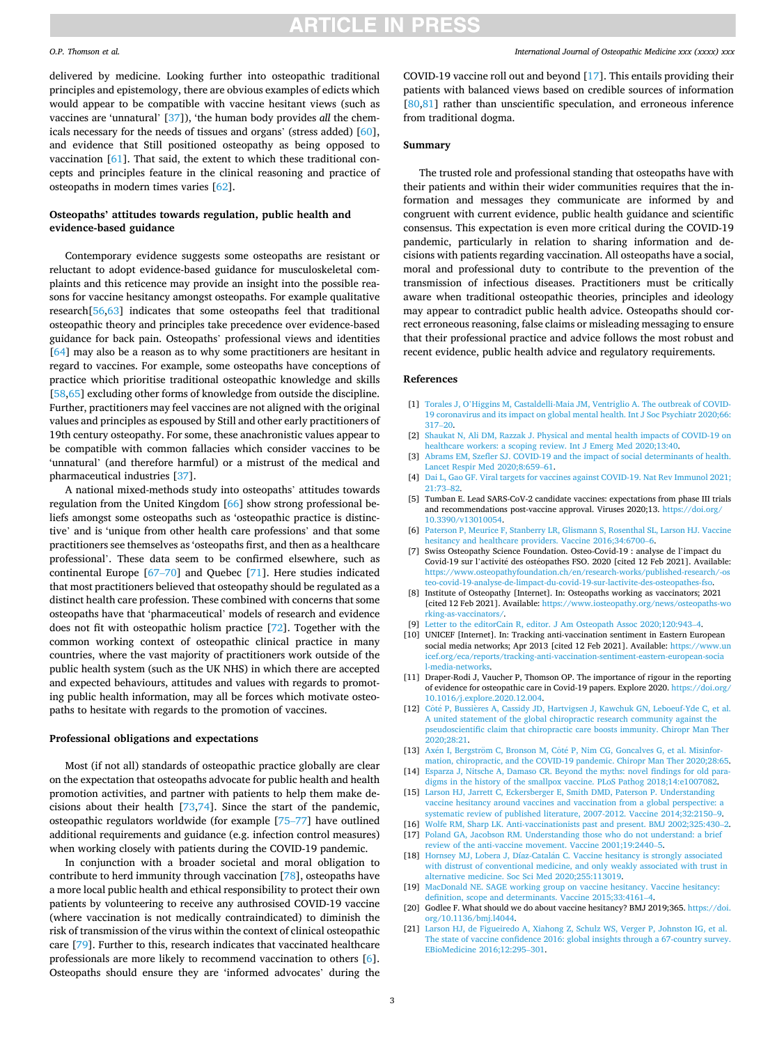delivered by medicine. Looking further into osteopathic traditional principles and epistemology, there are obvious examples of edicts which would appear to be compatible with vaccine hesitant views (such as vaccines are 'unnatural' [37]), 'the human body provides *all* the chemicals necessary for the needs of tissues and organs' (stress added) [60], and evidence that Still positioned osteopathy as being opposed to vaccination [61]. That said, the extent to which these traditional concepts and principles feature in the clinical reasoning and practice of osteopaths in modern times varies [62].

## Osteopaths' attitudes towards regulation, public health and evidence-based guidance

Contemporary evidence suggests some osteopaths are resistant or reluctant to adopt evidence-based guidance for musculoskeletal complaints and this reticence may provide an insight into the possible reasons for vaccine hesitancy amongst osteopaths. For example qualitative research[56,63] indicates that some osteopaths feel that traditional osteopathic theory and principles take precedence over evidence-based guidance for back pain. Osteopaths' professional views and identities [64] may also be a reason as to why some practitioners are hesitant in regard to vaccines. For example, some osteopaths have conceptions of practice which prioritise traditional osteopathic knowledge and skills [58,65] excluding other forms of knowledge from outside the discipline. Further, practitioners may feel vaccines are not aligned with the original values and principles as espoused by Still and other early practitioners of 19th century osteopathy. For some, these anachronistic values appear to be compatible with common fallacies which consider vaccines to be 'unnatural' (and therefore harmful) or a mistrust of the medical and pharmaceutical industries [37].

A national mixed-methods study into osteopaths' attitudes towards regulation from the United Kingdom [66] show strong professional beliefs amongst some osteopaths such as 'osteopathic practice is distinctive' and is 'unique from other health care professions' and that some practitioners see themselves as 'osteopaths first, and then as a healthcare professional'. These data seem to be confirmed elsewhere, such as continental Europe [67–70] and Quebec [71]. Here studies indicated that most practitioners believed that osteopathy should be regulated as a distinct health care profession. These combined with concerns that some osteopaths have that 'pharmaceutical' models of research and evidence does not fit with osteopathic holism practice [72]. Together with the common working context of osteopathic clinical practice in many countries, where the vast majority of practitioners work outside of the public health system (such as the UK NHS) in which there are accepted and expected behaviours, attitudes and values with regards to promoting public health information, may all be forces which motivate osteopaths to hesitate with regards to the promotion of vaccines.

## Professional obligations and expectations

Most (if not all) standards of osteopathic practice globally are clear on the expectation that osteopaths advocate for public health and health promotion activities, and partner with patients to help them make decisions about their health [73,74]. Since the start of the pandemic, osteopathic regulators worldwide (for example [75–77] have outlined additional requirements and guidance (e.g. infection control measures) when working closely with patients during the COVID-19 pandemic.

In conjunction with a broader societal and moral obligation to contribute to herd immunity through vaccination [78], osteopaths have a more local public health and ethical responsibility to protect their own patients by volunteering to receive any authrorised COVID-19 vaccine (where vaccination is not medically contraindicated) to diminish the risk of transmission of the virus within the context of clinical osteopathic care [79]. Further to this, research indicates that vaccinated healthcare professionals are more likely to recommend vaccination to others [6]. Osteopaths should ensure they are 'informed advocates' during the COVID-19 vaccine roll out and beyond [17]. This entails providing their patients with balanced views based on credible sources of information [80,81] rather than unscientific speculation, and erroneous inference from traditional dogma.

## Summary

The trusted role and professional standing that osteopaths have with their patients and within their wider communities requires that the information and messages they communicate are informed by and congruent with current evidence, public health guidance and scientific consensus. This expectation is even more critical during the COVID-19 pandemic, particularly in relation to sharing information and decisions with patients regarding vaccination. All osteopaths have a social, moral and professional duty to contribute to the prevention of the transmission of infectious diseases. Practitioners must be critically aware when traditional osteopathic theories, principles and ideology may appear to contradict public health advice. Osteopaths should correct erroneous reasoning, false claims or misleading messaging to ensure that their professional practice and advice follows the most robust and recent evidence, public health advice and regulatory requirements.

## References

[1] Torales J, O'Higgins M, Castaldelli-Maia JM, Ventriglio A. The outbreak of COVID-19 coronavirus and its impact on global mental health. Int J Soc Psychiatr 2020;66: 317–20.

[2] Shaukat N, Ali DM, Razzak J. Physical and mental health impacts of COVID-19 on healthcare workers: a scoping review. Int J Emerg Med 2020;13:40.

[3] Abrams EM, Szefler SJ. COVID-19 and the impact of social determinants of health. Lancet Respir Med 2020;8:659–61.

[4] Dai L, Gao GF. Viral targets for vaccines against COVID-19. Nat Rev Immunol 2021; 21:73–82.

[5] Tumban E. Lead SARS-CoV-2 candidate vaccines: expectations from phase III trials and recommendations post-vaccine approval. Viruses 2020;13. https://doi.org/10.3390/v13010054.

[6] Paterson P, Meurice F, Stanberry LR, Glismann S, Rosenthal SL, Larson HJ. Vaccine hesitancy and healthcare providers. Vaccine 2016;34:6700–6.

[7] Swiss Osteopathy Science Foundation. Osteo-Covid-19 : analyse de l'impact du Covid-19 sur l'activité des ostéopathes FSO. 2020 [cited 12 Feb 2021]. Available: https://www.osteopathyfoundation.ch/en/research-works/published-research/-osteo-covid-19-analyse-de-limpact-du-covid-19-sur-lactivite-des-osteopathes-fso.

[8] Institute of Osteopathy [Internet]. In: Osteopaths working as vaccinators; 2021 [cited 12 Feb 2021]. Available: https://www.iosteopathy.org/news/osteopaths-working-as-vaccinators/.

[9] Letter to the editorCain R, editor. J Am Osteopath Assoc 2020;120:943–4.

[10] UNICEF [Internet]. In: Tracking anti-vaccination sentiment in Eastern European social media networks; Apr 2013 [cited 12 Feb 2021]. Available: https://www.unicef.org/eca/reports/tracking-anti-vaccination-sentiment-eastern-european-social-media-networks.

[11] Draper-Rodi J, Vaucher P, Thomson OP. The importance of rigour in the reporting of evidence for osteopathic care in Covid-19 papers. Explore 2020. https://doi.org/10.1016/j.explore.2020.12.004.

[12] Côté P, Bussières A, Cassidy JD, Hartvigsen J, Kawchuk GN, Leboeuf-Yde C, et al. A united statement of the global chiropractic research community against the pseudoscientific claim that chiropractic care boosts immunity. Chiropr Man Ther 2020;28:21.

[13] Axén I, Bergström C, Bronson M, Côté P, Nim CG, Goncalves G, et al. Misinformation, chiropractic, and the COVID-19 pandemic. Chiropr Man Ther 2020;28:65.

[14] Esparza J, Nitsche A, Damaso CR. Beyond the myths: novel findings for old paradigms in the history of the smallpox vaccine. PLoS Pathog 2018;14:e1007082.

[15] Larson HJ, Jarrett C, Eckersberger E, Smith DMD, Paterson P. Understanding vaccine hesitancy around vaccines and vaccination from a global perspective: a systematic review of published literature, 2007-2012. Vaccine 2014;32:2150–9.

[16] Wolfe RM, Sharp LK. Anti-vaccinationists past and present. BMJ 2002;325:430–2.

[17] Poland GA, Jacobson RM. Understanding those who do not understand: a brief review of the anti-vaccine movement. Vaccine 2001;19:2440–5.

[18] Hornsey MJ, Lobera J, Díaz-Catalán C. Vaccine hesitancy is strongly associated with distrust of conventional medicine, and only weakly associated with trust in alternative medicine. Soc Sci Med 2020;255:113019.

[19] MacDonald NE. SAGE working group on vaccine hesitancy. Vaccine hesitancy: definition, scope and determinants. Vaccine 2015;33:4161–4.

[20] Godlee F. What should we do about vaccine hesitancy? BMJ 2019;365. https://doi.org/10.1136/bmj.l4044.

[21] Larson HJ, de Figueiredo A, Xiahong Z, Schulz WS, Verger P, Johnston IG, et al. The state of vaccine confidence 2016: global insights through a 67-country survey. EBioMedicine 2016;12:295–301.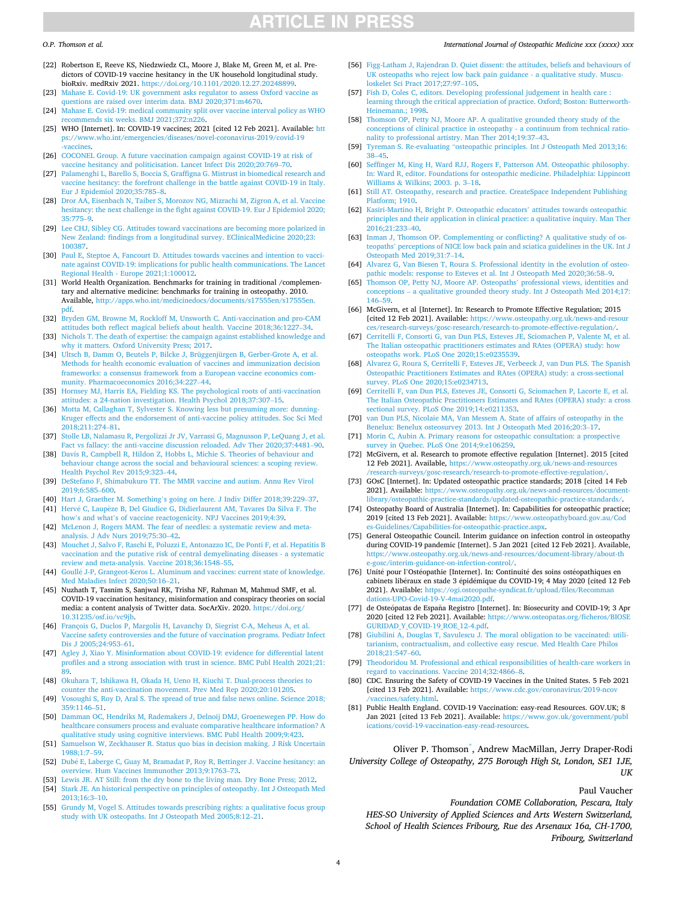[22] Robertson E, Reeve KS, Niedzwiedz CL, Moore J, Blake M, Green M, et al. Predictors of COVID-19 vaccine hesitancy in the UK household longitudinal study. bioRxiv. medRxiv 2021. https://doi.org/10.1101/2020.12.27.20248899.

[23] Mahase E. Covid-19: UK government asks regulator to assess Oxford vaccine as questions are raised over interim data. BMJ 2020;371:m4670.

[24] Mahase E. Covid-19: medical community split over vaccine interval policy as WHO recommends six weeks. BMJ 2021;372:n226.

[25] WHO [Internet]. In: COVID-19 vaccines; 2021 [cited 12 Feb 2021]. Available: https://www.who.int/emergencies/diseases/novel-coronavirus-2019/covid-19-vaccines.

[26] COCONEL Group. A future vaccination campaign against COVID-19 at risk of vaccine hesitancy and politicisation. Lancet Infect Dis 2020;20:769–70.

[27] Palamenghi L, Barello S, Boccia S, Graffigna G. Mistrust in biomedical research and vaccine hesitancy: the forefront challenge in the battle against COVID-19 in Italy. Eur J Epidemiol 2020;35:785–8.

[28] Dror AA, Eisenbach N, Taiber S, Morozov NG, Mizrachi M, Zigron A, et al. Vaccine hesitancy: the next challenge in the fight against COVID-19. Eur J Epidemiol 2020;35:775–9.

[29] Lee CHJ, Sibley CG. Attitudes toward vaccinations are becoming more polarized in New Zealand: findings from a longitudinal survey. EClinicalMedicine 2020;23:100387.

[30] Paul E, Steptoe A, Fancourt D. Attitudes towards vaccines and intention to vaccinate against COVID-19: implications for public health communications. The Lancet Regional Health - Europe 2021;1:100012.

[31] World Health Organization. Benchmarks for training in traditional /complementary and alternative medicine: benchmarks for training in osteopathy. 2010. Available, http://apps.who.int/medicinedocs/documents/s17555en/s17555en.pdf.

[32] Bryden GM, Browne M, Rockloff M, Unsworth C. Anti-vaccination and pro-CAM attitudes both reflect magical beliefs about health. Vaccine 2018;36:1227–34.

[33] Nichols T. The death of expertise: the campaign against established knowledge and why it matters. Oxford University Press; 2017.

[34] Ultsch B, Damm O, Beutels P, Bilcke J, Brüggenjürgen B, Gerber-Grote A, et al. Methods for health economic evaluation of vaccines and immunization decision frameworks: a consensus framework from a European vaccine economics community. Pharmacoeconomics 2016;34:227–44.

[35] Hornsey MJ, Harris EA, Fielding KS. The psychological roots of anti-vaccination attitudes: a 24-nation investigation. Health Psychol 2018;37:307–15.

[36] Motta M, Callaghan T, Sylvester S. Knowing less but presuming more: dunning-Kruger effects and the endorsement of anti-vaccine policy attitudes. Soc Sci Med 2018;211:274–81.

[37] Stolle LB, Nalamasu R, Pergolizzi Jr JV, Varrassi G, Magnusson P, LeQuang J, et al. Fact vs fallacy: the anti-vaccine discussion reloaded. Adv Ther 2020;37:4481–90.

[38] Davis R, Campbell R, Hildon Z, Hobbs L, Michie S. Theories of behaviour and behaviour change across the social and behavioural sciences: a scoping review. Health Psychol Rev 2015;9:323–44.

[39] DeStefano F, Shimabukuro TT. The MMR vaccine and autism. Annu Rev Virol 2019;6:585–600.

[40] Hart J, Graether M. Something's going on here. J Indiv Differ 2018;39:229–37.

[41] Hervé C, Laupèze B, Del Giudice G, Didierlaurent AM, Tavares Da Silva F. The how's and what's of vaccine reactogenicity. NPJ Vaccines 2019;4:39.

[42] McLenon J, Rogers MAM. The fear of needles: a systematic review and meta-analysis. J Adv Nurs 2019;75:30–42.

[43] Mouchet J, Salvo F, Raschi E, Poluzzi E, Antonazzo IC, De Ponti F, et al. Hepatitis B vaccination and the putative risk of central demyelinating diseases - a systematic review and meta-analysis. Vaccine 2018;36:1548–55.

[44] Goullé J-P, Grangeot-Keros L. Aluminum and vaccines: current state of knowledge. Med Maladies Infect 2020;50:16–21.

[45] Nuzhath T, Tasnim S, Sanjwal RK, Trisha NF, Rahman M, Mahmud SMF, et al. COVID-19 vaccination hesitancy, misinformation and conspiracy theories on social media: a content analysis of Twitter data. SocArXiv. 2020. https://doi.org/10.31235/osf.io/vc9jb.

[46] François G, Duclos P, Margolis H, Lavanchy D, Siegrist C-A, Meheus A, et al. Vaccine safety controversies and the future of vaccination programs. Pediatr Infect Dis J 2005;24:953–61.

[47] Agley J, Xiao Y. Misinformation about COVID-19: evidence for differential latent profiles and a strong association with trust in science. BMC Publ Health 2021;21:89.

[48] Okuhara T, Ishikawa H, Okada H, Ueno H, Kiuchi T. Dual-process theories to counter the anti-vaccination movement. Prev Med Rep 2020;20:101205.

[49] Vosoughi S, Roy D, Aral S. The spread of true and false news online. Science 2018;359:1146–51.

[50] Damman OC, Hendriks M, Rademakers J, Delnoij DMJ, Groenewegen PP. How do healthcare consumers process and evaluate comparative healthcare information? A qualitative study using cognitive interviews. BMC Publ Health 2009;9:423.

[51] Samuelson W, Zeckhauser R. Status quo bias in decision making. J Risk Uncertain 1988;1:7–59.

[52] Dubé E, Laberge C, Guay M, Bramadat P, Roy R, Bettinger J. Vaccine hesitancy: an overview. Hum Vaccines Immunother 2013;9:1763–73.

[53] Lewis JR. AT Still: from the dry bone to the living man. Dry Bone Press; 2012.

[54] Stark JE. An historical perspective on principles of osteopathy. Int J Osteopath Med 2013;16:3–10.

[55] Grundy M, Vogel S. Attitudes towards prescribing rights: a qualitative focus group study with UK osteopaths. Int J Osteopath Med 2005;8:12–21.

[56] Figg-Latham J, Rajendran D. Quiet dissent: the attitudes, beliefs and behaviours of UK osteopaths who reject low back pain guidance - a qualitative study. Musculoskelet Sci Pract 2017;27:97–105.

[57] Fish D, Coles C, editors. Developing professional judgement in health care : learning through the critical appreciation of practice. Oxford; Boston: Butterworth-Heinemann.; 1998.

[58] Thomson OP, Petty NJ, Moore AP. A qualitative grounded theory study of the conceptions of clinical practice in osteopathy - a continuum from technical rationality to professional artistry. Man Ther 2014;19:37–43.

[59] Tyreman S. Re-evaluating "osteopathic principles. Int J Osteopath Med 2013;16:38–45.

[60] Seffinger M, King H, Ward RJJ, Rogers F, Patterson AM. Osteopathic philosophy. In: Ward R, editor. Foundations for osteopathic medicine. Philadelphia: Lippincott Williams & Wilkins; 2003. p. 3–18.

[61] Still AT. Osteopathy, research and practice. CreateSpace Independent Publishing Platform; 1910.

[62] Kasiri-Martino H, Bright P. Osteopathic educators' attitudes towards osteopathic principles and their application in clinical practice: a qualitative inquiry. Man Ther 2016;21:233–40.

[63] Inman J, Thomson OP. Complementing or conflicting? A qualitative study of osteopaths' perceptions of NICE low back pain and sciatica guidelines in the UK. Int J Osteopath Med 2019;31:7–14.

[64] Alvarez G, Van Biesen T, Roura S. Professional identity in the evolution of osteopathic models: response to Esteves et al. Int J Osteopath Med 2020;36:58–9.

[65] Thomson OP, Petty NJ, Moore AP. Osteopaths' professional views, identities and conceptions – a qualitative grounded theory study. Int J Osteopath Med 2014;17:146–59.

[66] McGivern, et al [Internet]. In: Research to Promote Effective Regulation; 2015 [cited 12 Feb 2021]. Available: https://www.osteopathy.org.uk/news-and-resources/research-surveys/gosc-research/research-to-promote-effective-regulation/.

[67] Cerritelli F, Consorti G, van Dun PLS, Esteves JE, Sciomachen P, Valente M, et al. The Italian osteopathic practitioners estimates and RAtes (OPERA) study: how osteopaths work. PLoS One 2020;15:e0235539.

[68] Alvarez G, Roura S, Cerritelli F, Esteves JE, Verbeeck J, van Dun PLS. The Spanish Osteopathic Practitioners Estimates and RAtes (OPERA) study: a cross-sectional survey. PLoS One 2020;15:e0234713.

[69] Cerritelli F, van Dun PLS, Esteves JE, Consorti G, Sciomachen P, Lacorte E, et al. The Italian Osteopathic Practitioners Estimates and RAtes (OPERA) study: a cross sectional survey. PLoS One 2019;14:e0211353.

[70] van Dun PLS, Nicolaie MA, Van Messem A. State of affairs of osteopathy in the Benelux: Benelux osteosurvey 2013. Int J Osteopath Med 2016;20:3–17.

[71] Morin C, Aubin A. Primary reasons for osteopathic consultation: a prospective survey in Quebec. PLoS One 2014;9:e106259.

[72] McGivern, et al. Research to promote effective regulation [Internet]. 2015 [cited 12 Feb 2021]. Available, https://www.osteopathy.org.uk/news-and-resources/research-surveys/gosc-research/research-to-promote-effective-regulation/.

[73] GOsC [Internet]. In: Updated osteopathic practice standards; 2018 [cited 14 Feb 2021]. Available: https://www.osteopathy.org.uk/news-and-resources/document-library/osteopathic-practice-standards/updated-osteopathic-practice-standards/.

[74] Osteopathy Board of Australia [Internet]. In: Capabilities for osteopathic practice; 2019 [cited 13 Feb 2021]. Available: https://www.osteopathyboard.gov.au/Codes-Guidelines/Capabilities-for-osteopathic-practice.aspx.

[75] General Osteopathic Council. Interim guidance on infection control in osteopathy during COVID-19 pandemic [Internet]. 5 Jan 2021 [cited 12 Feb 2021]. Available, https://www.osteopathy.org.uk/news-and-resources/document-library/about-the-gosc/interim-guidance-on-infection-control/.

[76] Unité pour l'Ostéopathie [Internet]. In: Continuité des soins ostéopathiques en cabinets libéraux en stade 3 épidémique du COVID-19; 4 May 2020 [cited 12 Feb 2021]. Available: https://ogi.osteopathe-syndicat.fr/upload/files/Recommandations-UPO-Covid-19-V-4mai2020.pdf.

[77] de Osteópatas de España Registro [Internet]. In: Biosecurity and COVID-19; 3 Apr 2020 [cited 12 Feb 2021]. Available: https://www.osteopatas.org/ficheros/BIOSEGURIDAD_Y_COVID-19_ROE_12-4.pdf.

[78] Giubilini A, Douglas T, Savulescu J. The moral obligation to be vaccinated: utilitarianism, contractualism, and collective easy rescue. Med Health Care Philos 2018;21:547–60.

[79] Theodoridou M. Professional and ethical responsibilities of health-care workers in regard to vaccinations. Vaccine 2014;32:4866–8.

[80] CDC. Ensuring the Safety of COVID-19 Vaccines in the United States. 5 Feb 2021 [cited 13 Feb 2021]. Available: https://www.cdc.gov/coronavirus/2019-ncov/vaccines/safety.html.

[81] Public Health England. COVID-19 Vaccination: easy-read Resources. GOV.UK; 8 Jan 2021 [cited 13 Feb 2021]. Available: https://www.gov.uk/government/publications/covid-19-vaccination-easy-read-resources.

Oliver P. Thomson*, Andrew MacMillan, Jerry Draper-Rodi
*University College of Osteopathy, 275 Borough High St, London, SE1 1JE, UK*

Paul Vaucher
*Foundation COME Collaboration, Pescara, Italy*
*HES-SO University of Applied Sciences and Arts Western Switzerland, School of Health Sciences Fribourg, Rue des Arsenaux 16a, CH-1700, Fribourg, Switzerland*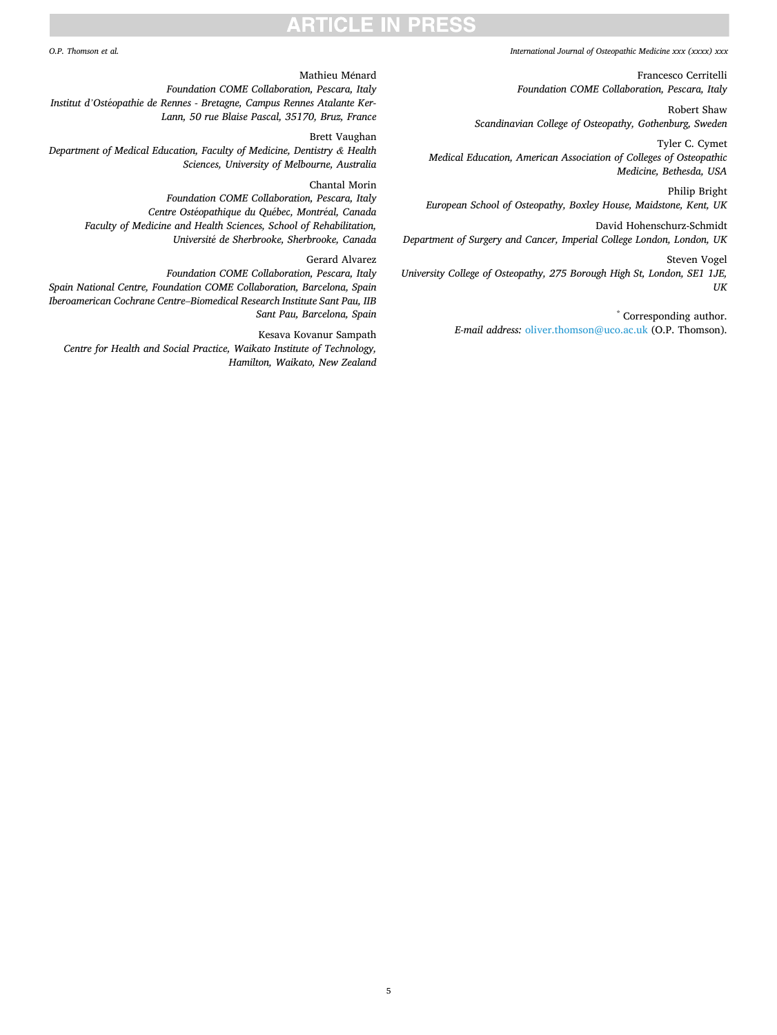Mathieu Ménard

*Foundation COME Collaboration, Pescara, Italy*
*Institut d'Ostéopathie de Rennes - Bretagne, Campus Rennes Atalante Ker-Lann, 50 rue Blaise Pascal, 35170, Bruz, France*

Brett Vaughan

*Department of Medical Education, Faculty of Medicine, Dentistry & Health Sciences, University of Melbourne, Australia*

Chantal Morin

*Foundation COME Collaboration, Pescara, Italy*
*Centre Ostéopathique du Québec, Montréal, Canada*
*Faculty of Medicine and Health Sciences, School of Rehabilitation, Université de Sherbrooke, Sherbrooke, Canada*

Gerard Alvarez

*Foundation COME Collaboration, Pescara, Italy*
*Spain National Centre, Foundation COME Collaboration, Barcelona, Spain*
*Iberoamerican Cochrane Centre–Biomedical Research Institute Sant Pau, IIB Sant Pau, Barcelona, Spain*

Kesava Kovanur Sampath

*Centre for Health and Social Practice, Waikato Institute of Technology, Hamilton, Waikato, New Zealand*

Francesco Cerritelli

*Foundation COME Collaboration, Pescara, Italy*

Robert Shaw

*Scandinavian College of Osteopathy, Gothenburg, Sweden*

Tyler C. Cymet

*Medical Education, American Association of Colleges of Osteopathic Medicine, Bethesda, USA*

Philip Bright

*European School of Osteopathy, Boxley House, Maidstone, Kent, UK*

David Hohenschurz-Schmidt

*Department of Surgery and Cancer, Imperial College London, London, UK*

Steven Vogel

*University College of Osteopathy, 275 Borough High St, London, SE1 1JE, UK*

* Corresponding author.
*E-mail address:* oliver.thomson@uco.ac.uk (O.P. Thomson).